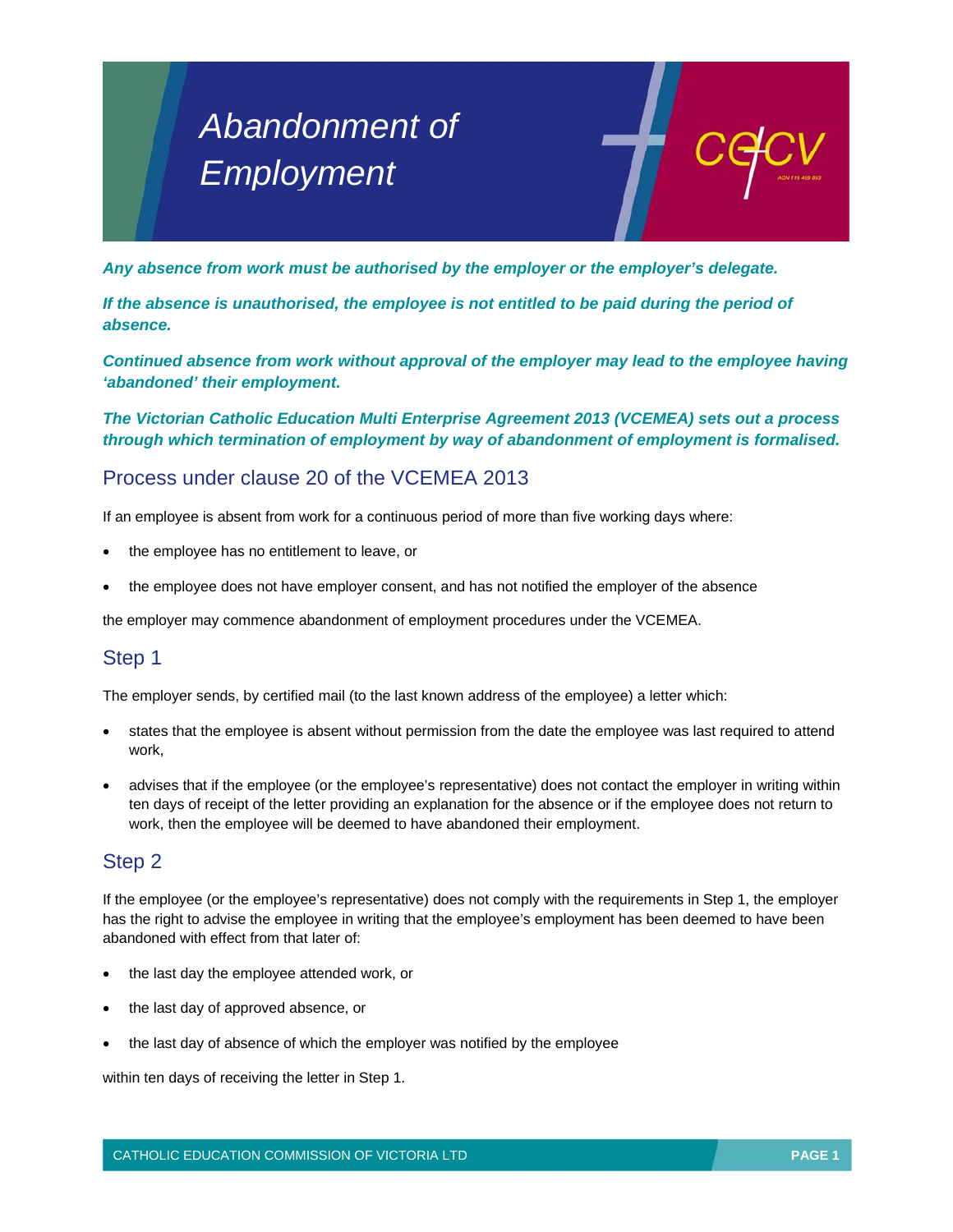# Abandonment of Employment

***Any absence from work must be authorised by the employer or the employer's delegate.***

***If the absence is unauthorised, the employee is not entitled to be paid during the period of absence.***

***Continued absence from work without approval of the employer may lead to the employee having 'abandoned' their employment.***

***The Victorian Catholic Education Multi Enterprise Agreement 2013 (VCEMEA) sets out a process through which termination of employment by way of abandonment of employment is formalised.***

## Process under clause 20 of the VCEMEA 2013

If an employee is absent from work for a continuous period of more than five working days where:

- the employee has no entitlement to leave, or
- the employee does not have employer consent, and has not notified the employer of the absence

the employer may commence abandonment of employment procedures under the VCEMEA.

## Step 1

The employer sends, by certified mail (to the last known address of the employee) a letter which:

- states that the employee is absent without permission from the date the employee was last required to attend work,
- advises that if the employee (or the employee's representative) does not contact the employer in writing within ten days of receipt of the letter providing an explanation for the absence or if the employee does not return to work, then the employee will be deemed to have abandoned their employment.

## Step 2

If the employee (or the employee's representative) does not comply with the requirements in Step 1, the employer has the right to advise the employee in writing that the employee's employment has been deemed to have been abandoned with effect from that later of:

- the last day the employee attended work, or
- the last day of approved absence, or
- the last day of absence of which the employer was notified by the employee

within ten days of receiving the letter in Step 1.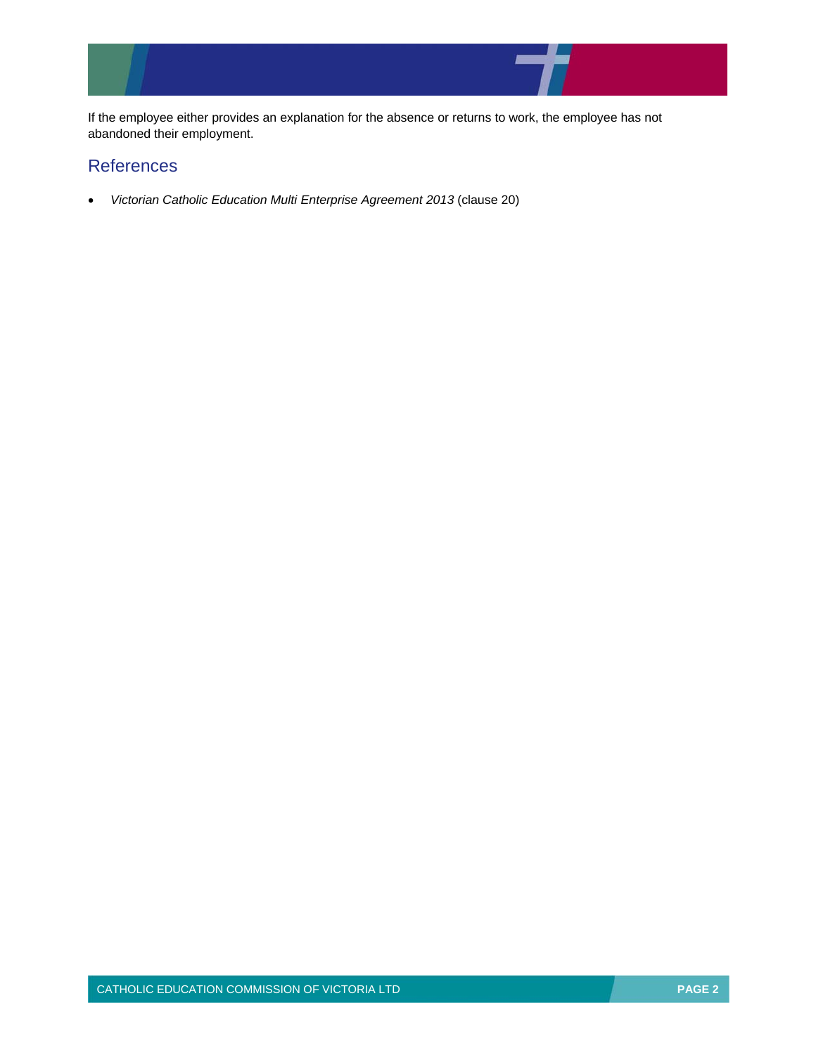If the employee either provides an explanation for the absence or returns to work, the employee has not abandoned their employment.

## References

- *Victorian Catholic Education Multi Enterprise Agreement 2013* (clause 20)